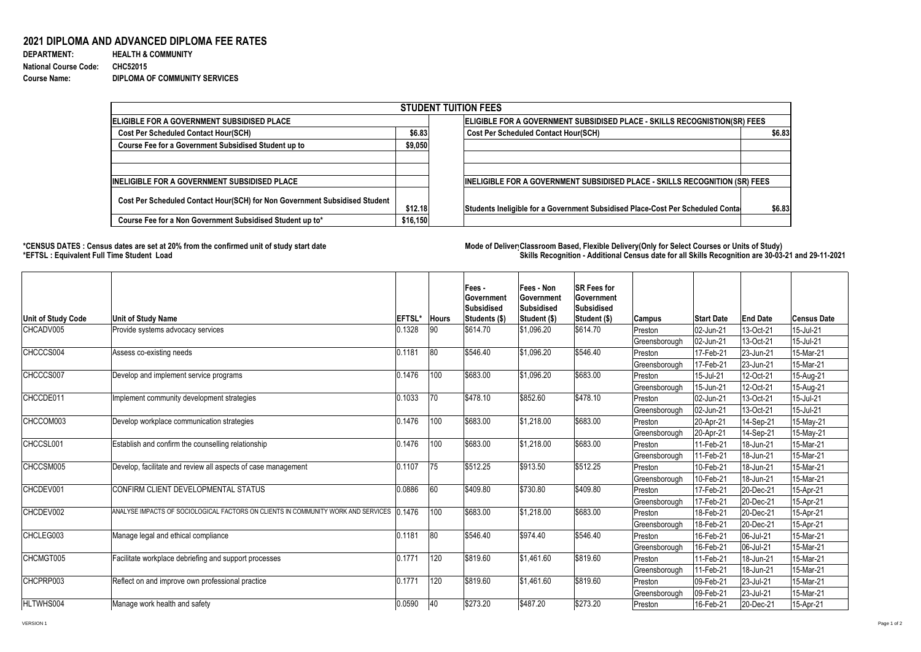## 2021 DIPLOMA AND ADVANCED DIPLOMA FEE RATES

**DEPARTMENT:** HEALTH & COMMUNITY
**National Course Code:** CHC52015
**Course Name:** DIPLOMA OF COMMUNITY SERVICES

| STUDENT TUITION FEES | | | |
|---|---|---|---|
| **ELIGIBLE FOR A GOVERNMENT SUBSIDISED PLACE** | | **ELIGIBLE FOR A GOVERNMENT SUBSIDISED PLACE - SKILLS RECOGNISTION(SR) FEES** | |
| Cost Per Scheduled Contact Hour(SCH) | $6.83 | Cost Per Scheduled Contact Hour(SCH) | $6.83 |
| Course Fee for a Government Subsidised Student up to | $9,050 | | |
| | | | |
| | | | |
| **INELIGIBLE FOR A GOVERNMENT SUBSIDISED PLACE** | | **INELIGIBLE FOR A GOVERNMENT SUBSIDISED PLACE - SKILLS RECOGNITION (SR) FEES** | |
| Cost Per Scheduled Contact Hour(SCH) for Non Government Subsidised Student | $12.18 | Students Ineligible for a Government Subsidised Place-Cost Per Scheduled Conta | $6.83 |
| Course Fee for a Non Government Subsidised Student up to* | $16,150 | | |

**\*CENSUS DATES : Census dates are set at 20% from the confirmed unit of study start date**
**\*EFTSL : Equivalent Full Time Student Load**

**Mode of Deliver Classroom Based, Flexible Delivery(Only for Select Courses or Units of Study)**
**Skills Recognition - Additional Census date for all Skills Recognition are 30-03-21 and 29-11-2021**

| Unit of Study Code | Unit of Study Name | EFTSL* | Hours | Fees - Government Subsidised Students ($) | Fees - Non Government Subsidised Student ($) | SR Fees for Government Subsidised Student ($) | Campus | Start Date | End Date | Census Date |
|---|---|---|---|---|---|---|---|---|---|---|
| CHCADV005 | Provide systems advocacy services | 0.1328 | 90 | $614.70 | $1,096.20 | $614.70 | Preston | 02-Jun-21 | 13-Oct-21 | 15-Jul-21 |
| | | | | | | | Greensborough | 02-Jun-21 | 13-Oct-21 | 15-Jul-21 |
| CHCCCS004 | Assess co-existing needs | 0.1181 | 80 | $546.40 | $1,096.20 | $546.40 | Preston | 17-Feb-21 | 23-Jun-21 | 15-Mar-21 |
| | | | | | | | Greensborough | 17-Feb-21 | 23-Jun-21 | 15-Mar-21 |
| CHCCCS007 | Develop and implement service programs | 0.1476 | 100 | $683.00 | $1,096.20 | $683.00 | Preston | 15-Jul-21 | 12-Oct-21 | 15-Aug-21 |
| | | | | | | | Greensborough | 15-Jun-21 | 12-Oct-21 | 15-Aug-21 |
| CHCCDE011 | Implement community development strategies | 0.1033 | 70 | $478.10 | $852.60 | $478.10 | Preston | 02-Jun-21 | 13-Oct-21 | 15-Jul-21 |
| | | | | | | | Greensborough | 02-Jun-21 | 13-Oct-21 | 15-Jul-21 |
| CHCCOM003 | Develop workplace communication strategies | 0.1476 | 100 | $683.00 | $1,218.00 | $683.00 | Preston | 20-Apr-21 | 14-Sep-21 | 15-May-21 |
| | | | | | | | Greensborough | 20-Apr-21 | 14-Sep-21 | 15-May-21 |
| CHCCSL001 | Establish and confirm the counselling relationship | 0.1476 | 100 | $683.00 | $1,218.00 | $683.00 | Preston | 11-Feb-21 | 18-Jun-21 | 15-Mar-21 |
| | | | | | | | Greensborough | 11-Feb-21 | 18-Jun-21 | 15-Mar-21 |
| CHCCSM005 | Develop, facilitate and review all aspects of case management | 0.1107 | 75 | $512.25 | $913.50 | $512.25 | Preston | 10-Feb-21 | 18-Jun-21 | 15-Mar-21 |
| | | | | | | | Greensborough | 10-Feb-21 | 18-Jun-21 | 15-Mar-21 |
| CHCDEV001 | CONFIRM CLIENT DEVELOPMENTAL STATUS | 0.0886 | 60 | $409.80 | $730.80 | $409.80 | Preston | 17-Feb-21 | 20-Dec-21 | 15-Apr-21 |
| | | | | | | | Greensborough | 17-Feb-21 | 20-Dec-21 | 15-Apr-21 |
| CHCDEV002 | ANALYSE IMPACTS OF SOCIOLOGICAL FACTORS ON CLIENTS IN COMMUNITY WORK AND SERVICES | 0.1476 | 100 | $683.00 | $1,218.00 | $683.00 | Preston | 18-Feb-21 | 20-Dec-21 | 15-Apr-21 |
| | | | | | | | Greensborough | 18-Feb-21 | 20-Dec-21 | 15-Apr-21 |
| CHCLEG003 | Manage legal and ethical compliance | 0.1181 | 80 | $546.40 | $974.40 | $546.40 | Preston | 16-Feb-21 | 06-Jul-21 | 15-Mar-21 |
| | | | | | | | Greensborough | 16-Feb-21 | 06-Jul-21 | 15-Mar-21 |
| CHCMGT005 | Facilitate workplace debriefing and support processes | 0.1771 | 120 | $819.60 | $1,461.60 | $819.60 | Preston | 11-Feb-21 | 18-Jun-21 | 15-Mar-21 |
| | | | | | | | Greensborough | 11-Feb-21 | 18-Jun-21 | 15-Mar-21 |
| CHCPRP003 | Reflect on and improve own professional practice | 0.1771 | 120 | $819.60 | $1,461.60 | $819.60 | Preston | 09-Feb-21 | 23-Jul-21 | 15-Mar-21 |
| | | | | | | | Greensborough | 09-Feb-21 | 23-Jul-21 | 15-Mar-21 |
| HLTWHS004 | Manage work health and safety | 0.0590 | 40 | $273.20 | $487.20 | $273.20 | Preston | 16-Feb-21 | 20-Dec-21 | 15-Apr-21 |

VERSION 1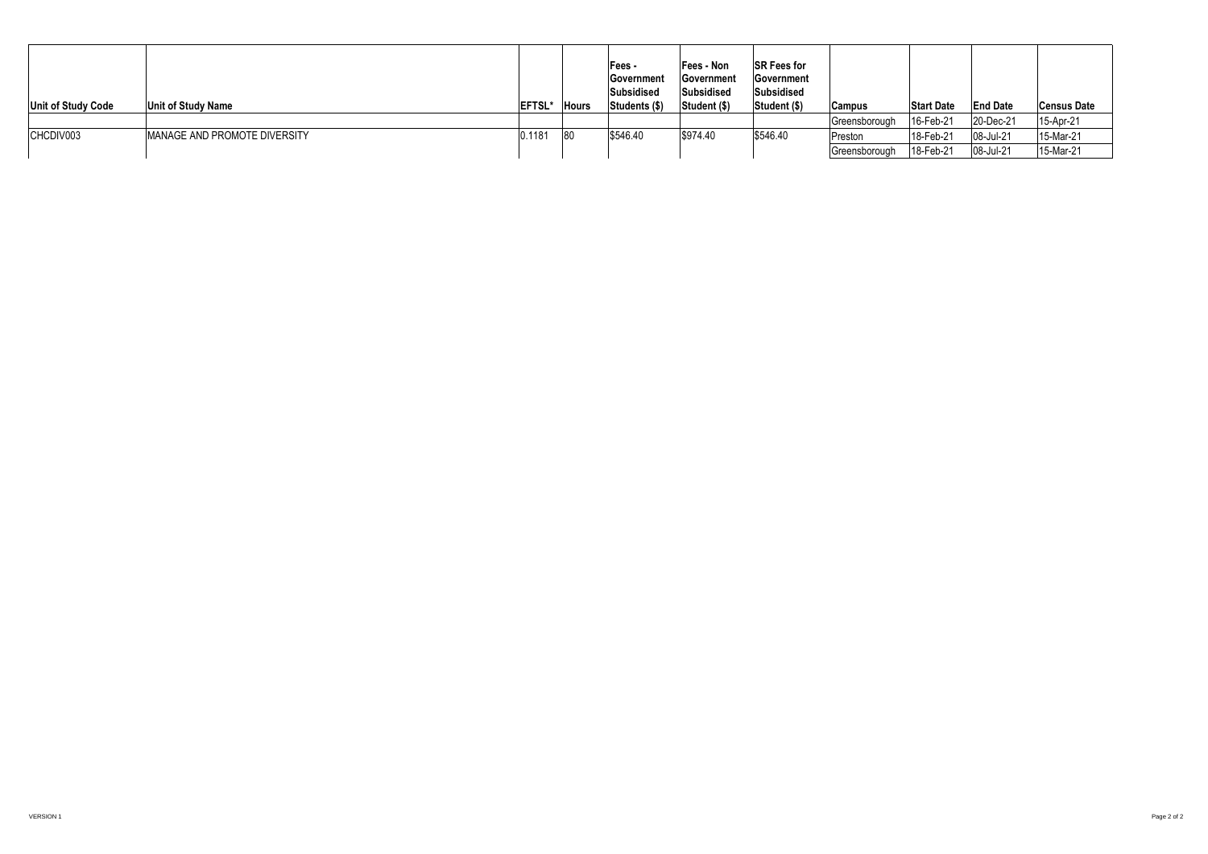| Unit of Study Code | Unit of Study Name | EFTSL* | Hours | Fees - Government Subsidised Students ($) | Fees - Non Government Subsidised Student ($) | SR Fees for Government Subsidised Student ($) | Campus | Start Date | End Date | Census Date |
|---|---|---|---|---|---|---|---|---|---|---|
| | | | | | | | Greensborough | 16-Feb-21 | 20-Dec-21 | 15-Apr-21 |
| CHCDIV003 | MANAGE AND PROMOTE DIVERSITY | 0.1181 | 80 | $546.40 | $974.40 | $546.40 | Preston | 18-Feb-21 | 08-Jul-21 | 15-Mar-21 |
| | | | | | | | Greensborough | 18-Feb-21 | 08-Jul-21 | 15-Mar-21 |

VERSION 1